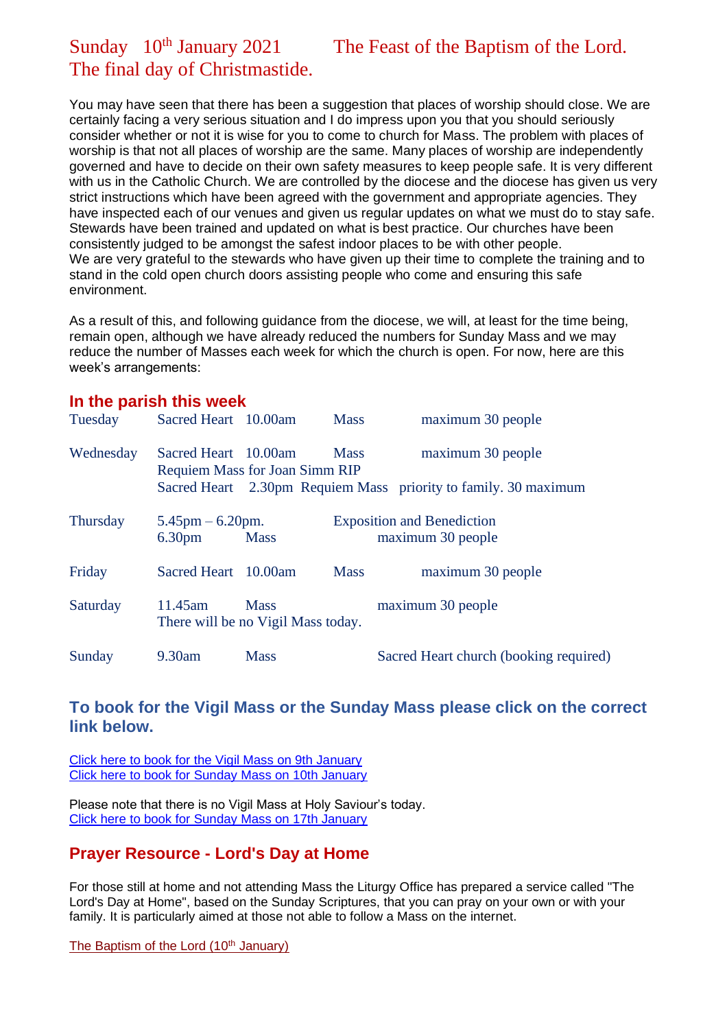# Sunday 10th January 2021 The Feast of the Baptism of the Lord. The final day of Christmastide.

You may have seen that there has been a suggestion that places of worship should close. We are certainly facing a very serious situation and I do impress upon you that you should seriously consider whether or not it is wise for you to come to church for Mass. The problem with places of worship is that not all places of worship are the same. Many places of worship are independently governed and have to decide on their own safety measures to keep people safe. It is very different with us in the Catholic Church. We are controlled by the diocese and the diocese has given us very strict instructions which have been agreed with the government and appropriate agencies. They have inspected each of our venues and given us regular updates on what we must do to stay safe. Stewards have been trained and updated on what is best practice. Our churches have been consistently judged to be amongst the safest indoor places to be with other people.
We are very grateful to the stewards who have given up their time to complete the training and to stand in the cold open church doors assisting people who come and ensuring this safe environment.

As a result of this, and following guidance from the diocese, we will, at least for the time being, remain open, although we have already reduced the numbers for Sunday Mass and we may reduce the number of Masses each week for which the church is open. For now, here are this week's arrangements:

## In the parish this week

| | | | | |
|---|---|---|---|---|
| Tuesday | Sacred Heart | 10.00am | Mass | maximum 30 people |
| Wednesday | Sacred Heart | 10.00am | Mass | maximum 30 people |
| | Requiem Mass for Joan Simm RIP | | | |
| | Sacred Heart | 2.30pm | Requiem Mass | priority to family. 30 maximum |
| Thursday | 5.45pm – 6.20pm. | | Exposition and Benediction | |
| | 6.30pm | Mass | | maximum 30 people |
| Friday | Sacred Heart | 10.00am | Mass | maximum 30 people |
| Saturday | 11.45am | Mass | | maximum 30 people |
| | There will be no Vigil Mass today. | | | |
| Sunday | 9.30am | Mass | | Sacred Heart church (booking required) |

## To book for the Vigil Mass or the Sunday Mass please click on the correct link below.

Click here to book for the Vigil Mass on 9th January
Click here to book for Sunday Mass on 10th January

Please note that there is no Vigil Mass at Holy Saviour's today.
Click here to book for Sunday Mass on 17th January

## Prayer Resource - Lord's Day at Home

For those still at home and not attending Mass the Liturgy Office has prepared a service called "The Lord's Day at Home", based on the Sunday Scriptures, that you can pray on your own or with your family. It is particularly aimed at those not able to follow a Mass on the internet.

The Baptism of the Lord (10th January)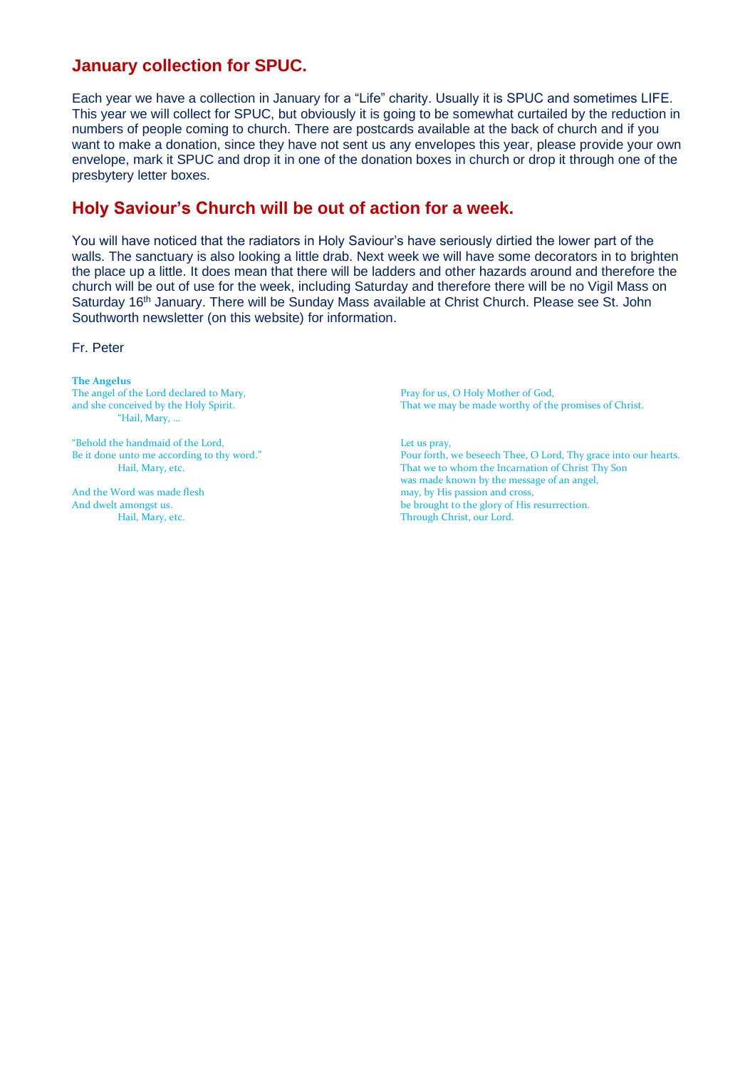## January collection for SPUC.

Each year we have a collection in January for a "Life" charity. Usually it is SPUC and sometimes LIFE. This year we will collect for SPUC, but obviously it is going to be somewhat curtailed by the reduction in numbers of people coming to church. There are postcards available at the back of church and if you want to make a donation, since they have not sent us any envelopes this year, please provide your own envelope, mark it SPUC and drop it in one of the donation boxes in church or drop it through one of the presbytery letter boxes.

## Holy Saviour's Church will be out of action for a week.

You will have noticed that the radiators in Holy Saviour's have seriously dirtied the lower part of the walls. The sanctuary is also looking a little drab. Next week we will have some decorators in to brighten the place up a little. It does mean that there will be ladders and other hazards around and therefore the church will be out of use for the week, including Saturday and therefore there will be no Vigil Mass on Saturday 16th January. There will be Sunday Mass available at Christ Church. Please see St. John Southworth newsletter (on this website) for information.

Fr. Peter

**The Angelus**

The angel of the Lord declared to Mary,
and she conceived by the Holy Spirit.
"Hail, Mary, ...

"Behold the handmaid of the Lord,
Be it done unto me according to thy word."
Hail, Mary, etc.

And the Word was made flesh
And dwelt amongst us.
Hail, Mary, etc.

Pray for us, O Holy Mother of God,
That we may be made worthy of the promises of Christ.

Let us pray,
Pour forth, we beseech Thee, O Lord, Thy grace into our hearts.
That we to whom the Incarnation of Christ Thy Son
was made known by the message of an angel,
may, by His passion and cross,
be brought to the glory of His resurrection.
Through Christ, our Lord.